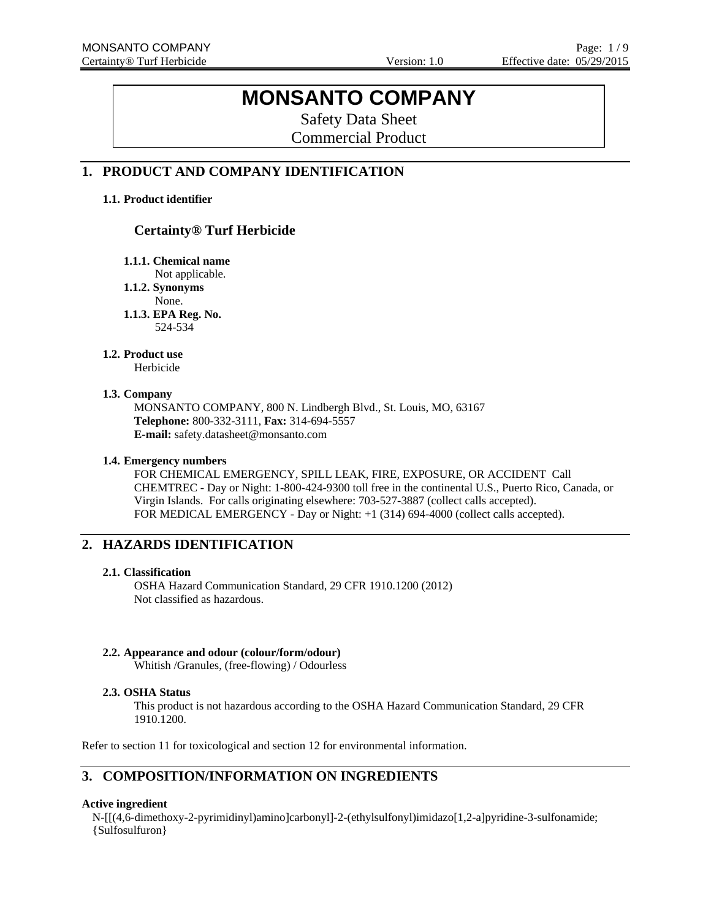# MONSANTO COMPANY

Safety Data Sheet

Commercial Product

## 1. PRODUCT AND COMPANY IDENTIFICATION

### 1.1. Product identifier

**Certainty® Turf Herbicide**

**1.1.1. Chemical name**
Not applicable.

**1.1.2. Synonyms**
None.

**1.1.3. EPA Reg. No.**
524-534

### 1.2. Product use

Herbicide

### 1.3. Company

MONSANTO COMPANY, 800 N. Lindbergh Blvd., St. Louis, MO, 63167
**Telephone:** 800-332-3111, **Fax:** 314-694-5557
**E-mail:** safety.datasheet@monsanto.com

### 1.4. Emergency numbers

FOR CHEMICAL EMERGENCY, SPILL LEAK, FIRE, EXPOSURE, OR ACCIDENT Call CHEMTREC - Day or Night: 1-800-424-9300 toll free in the continental U.S., Puerto Rico, Canada, or Virgin Islands. For calls originating elsewhere: 703-527-3887 (collect calls accepted).
FOR MEDICAL EMERGENCY - Day or Night: +1 (314) 694-4000 (collect calls accepted).

## 2. HAZARDS IDENTIFICATION

### 2.1. Classification

OSHA Hazard Communication Standard, 29 CFR 1910.1200 (2012)
Not classified as hazardous.

### 2.2. Appearance and odour (colour/form/odour)

Whitish /Granules, (free-flowing) / Odourless

### 2.3. OSHA Status

This product is not hazardous according to the OSHA Hazard Communication Standard, 29 CFR 1910.1200.

Refer to section 11 for toxicological and section 12 for environmental information.

## 3. COMPOSITION/INFORMATION ON INGREDIENTS

**Active ingredient**

N-[[(4,6-dimethoxy-2-pyrimidinyl)amino]carbonyl]-2-(ethylsulfonyl)imidazo[1,2-a]pyridine-3-sulfonamide; {Sulfosulfuron}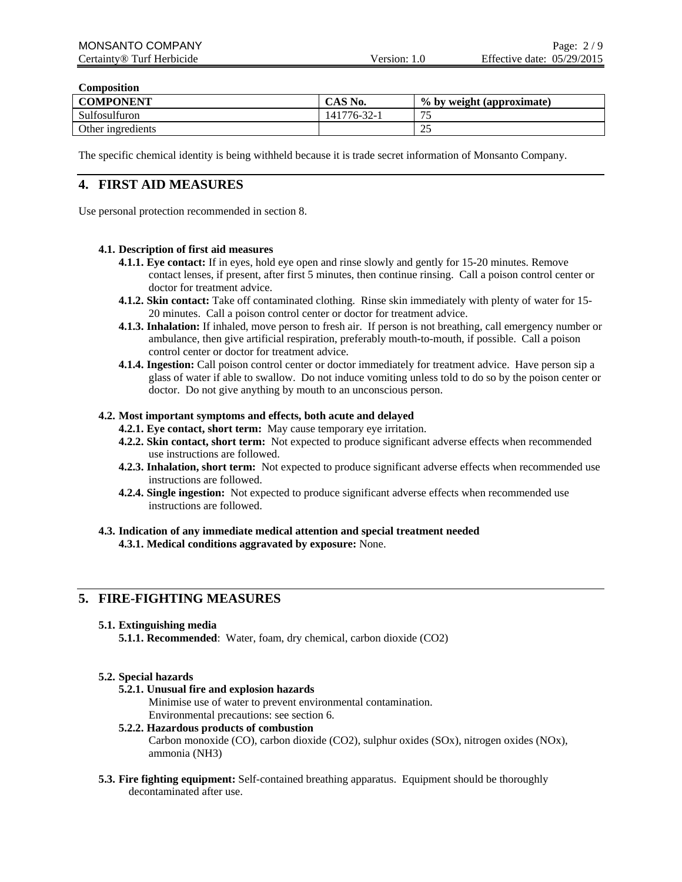**Composition**

| COMPONENT | CAS No. | % by weight (approximate) |
|---|---|---|
| Sulfosulfuron | 141776-32-1 | 75 |
| Other ingredients | | 25 |

The specific chemical identity is being withheld because it is trade secret information of Monsanto Company.

## 4. FIRST AID MEASURES

Use personal protection recommended in section 8.

**4.1. Description of first aid measures**

**4.1.1. Eye contact:** If in eyes, hold eye open and rinse slowly and gently for 15-20 minutes. Remove contact lenses, if present, after first 5 minutes, then continue rinsing. Call a poison control center or doctor for treatment advice.

**4.1.2. Skin contact:** Take off contaminated clothing. Rinse skin immediately with plenty of water for 15-20 minutes. Call a poison control center or doctor for treatment advice.

**4.1.3. Inhalation:** If inhaled, move person to fresh air. If person is not breathing, call emergency number or ambulance, then give artificial respiration, preferably mouth-to-mouth, if possible. Call a poison control center or doctor for treatment advice.

**4.1.4. Ingestion:** Call poison control center or doctor immediately for treatment advice. Have person sip a glass of water if able to swallow. Do not induce vomiting unless told to do so by the poison center or doctor. Do not give anything by mouth to an unconscious person.

**4.2. Most important symptoms and effects, both acute and delayed**

**4.2.1. Eye contact, short term:** May cause temporary eye irritation.

**4.2.2. Skin contact, short term:** Not expected to produce significant adverse effects when recommended use instructions are followed.

**4.2.3. Inhalation, short term:** Not expected to produce significant adverse effects when recommended use instructions are followed.

**4.2.4. Single ingestion:** Not expected to produce significant adverse effects when recommended use instructions are followed.

**4.3. Indication of any immediate medical attention and special treatment needed**

**4.3.1. Medical conditions aggravated by exposure:** None.

## 5. FIRE-FIGHTING MEASURES

**5.1. Extinguishing media**

**5.1.1. Recommended**: Water, foam, dry chemical, carbon dioxide ($CO_2$)

**5.2. Special hazards**

**5.2.1. Unusual fire and explosion hazards**

Minimise use of water to prevent environmental contamination.
Environmental precautions: see section 6.

**5.2.2. Hazardous products of combustion**

Carbon monoxide (CO), carbon dioxide ($CO_2$), sulphur oxides ($SO_x$), nitrogen oxides ($NO_x$), ammonia ($NH_3$)

**5.3. Fire fighting equipment:** Self-contained breathing apparatus. Equipment should be thoroughly decontaminated after use.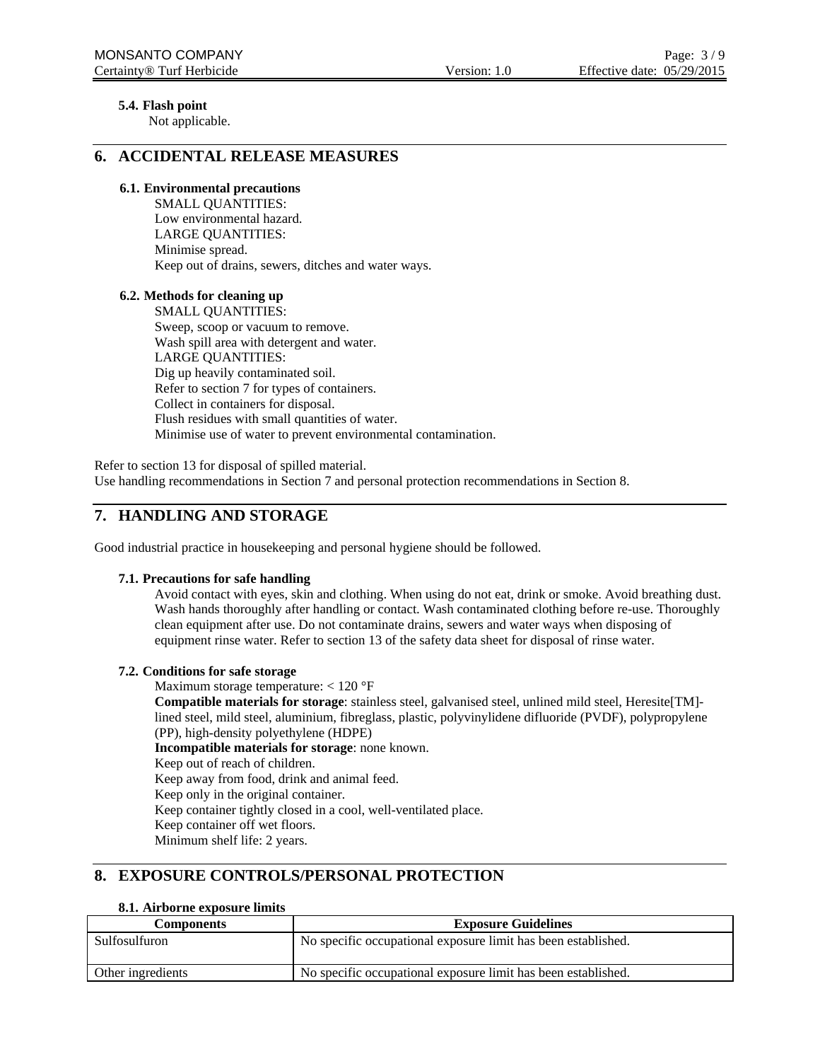#### 5.4. Flash point

Not applicable.

## 6. ACCIDENTAL RELEASE MEASURES

### 6.1. Environmental precautions

SMALL QUANTITIES:
Low environmental hazard.
LARGE QUANTITIES:
Minimise spread.
Keep out of drains, sewers, ditches and water ways.

### 6.2. Methods for cleaning up

SMALL QUANTITIES:
Sweep, scoop or vacuum to remove.
Wash spill area with detergent and water.
LARGE QUANTITIES:
Dig up heavily contaminated soil.
Refer to section 7 for types of containers.
Collect in containers for disposal.
Flush residues with small quantities of water.
Minimise use of water to prevent environmental contamination.

Refer to section 13 for disposal of spilled material.
Use handling recommendations in Section 7 and personal protection recommendations in Section 8.

## 7. HANDLING AND STORAGE

Good industrial practice in housekeeping and personal hygiene should be followed.

### 7.1. Precautions for safe handling

Avoid contact with eyes, skin and clothing. When using do not eat, drink or smoke. Avoid breathing dust. Wash hands thoroughly after handling or contact. Wash contaminated clothing before re-use. Thoroughly clean equipment after use. Do not contaminate drains, sewers and water ways when disposing of equipment rinse water. Refer to section 13 of the safety data sheet for disposal of rinse water.

### 7.2. Conditions for safe storage

Maximum storage temperature: < 120 °F
**Compatible materials for storage**: stainless steel, galvanised steel, unlined mild steel, Heresite[TM]-lined steel, mild steel, aluminium, fibreglass, plastic, polyvinylidene difluoride (PVDF), polypropylene (PP), high-density polyethylene (HDPE)
**Incompatible materials for storage**: none known.
Keep out of reach of children.
Keep away from food, drink and animal feed.
Keep only in the original container.
Keep container tightly closed in a cool, well-ventilated place.
Keep container off wet floors.
Minimum shelf life: 2 years.

## 8. EXPOSURE CONTROLS/PERSONAL PROTECTION

### 8.1. Airborne exposure limits

| Components | Exposure Guidelines |
| --- | --- |
| Sulfosulfuron | No specific occupational exposure limit has been established. |
| Other ingredients | No specific occupational exposure limit has been established. |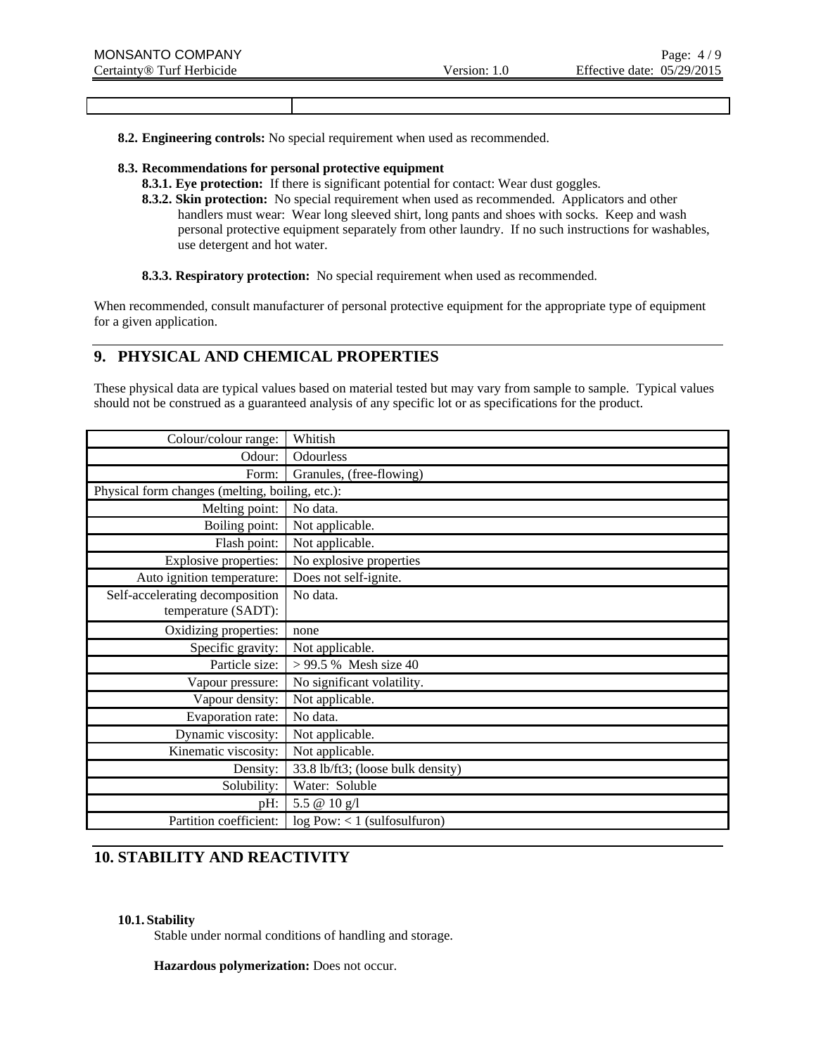**8.2. Engineering controls:** No special requirement when used as recommended.

**8.3. Recommendations for personal protective equipment**

**8.3.1. Eye protection:** If there is significant potential for contact: Wear dust goggles.

**8.3.2. Skin protection:** No special requirement when used as recommended. Applicators and other handlers must wear: Wear long sleeved shirt, long pants and shoes with socks. Keep and wash personal protective equipment separately from other laundry. If no such instructions for washables, use detergent and hot water.

**8.3.3. Respiratory protection:** No special requirement when used as recommended.

When recommended, consult manufacturer of personal protective equipment for the appropriate type of equipment for a given application.

## 9. PHYSICAL AND CHEMICAL PROPERTIES

These physical data are typical values based on material tested but may vary from sample to sample. Typical values should not be construed as a guaranteed analysis of any specific lot or as specifications for the product.

| | |
|---|---|
| Colour/colour range: | Whitish |
| Odour: | Odourless |
| Form: | Granules, (free-flowing) |
| Physical form changes (melting, boiling, etc.): | |
| Melting point: | No data. |
| Boiling point: | Not applicable. |
| Flash point: | Not applicable. |
| Explosive properties: | No explosive properties |
| Auto ignition temperature: | Does not self-ignite. |
| Self-accelerating decomposition temperature (SADT): | No data. |
| Oxidizing properties: | none |
| Specific gravity: | Not applicable. |
| Particle size: | > 99.5 % Mesh size 40 |
| Vapour pressure: | No significant volatility. |
| Vapour density: | Not applicable. |
| Evaporation rate: | No data. |
| Dynamic viscosity: | Not applicable. |
| Kinematic viscosity: | Not applicable. |
| Density: | 33.8 lb/ft3; (loose bulk density) |
| Solubility: | Water: Soluble |
| pH: | 5.5 @ 10 g/l |
| Partition coefficient: | log Pow: < 1 (sulfosulfuron) |

## 10. STABILITY AND REACTIVITY

**10.1. Stability**

Stable under normal conditions of handling and storage.

**Hazardous polymerization:** Does not occur.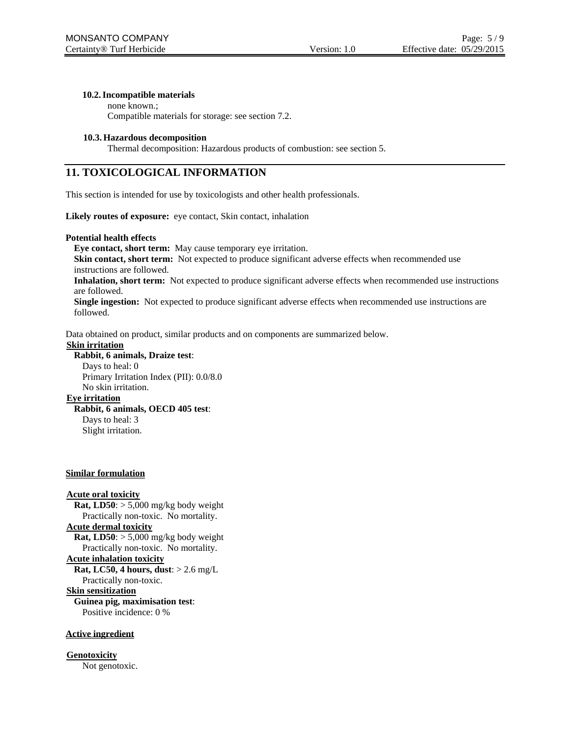### 10.2. Incompatible materials

none known.;
Compatible materials for storage: see section 7.2.

### 10.3. Hazardous decomposition

Thermal decomposition: Hazardous products of combustion: see section 5.

## 11. TOXICOLOGICAL INFORMATION

This section is intended for use by toxicologists and other health professionals.

**Likely routes of exposure:** eye contact, Skin contact, inhalation

**Potential health effects**

**Eye contact, short term:** May cause temporary eye irritation.
**Skin contact, short term:** Not expected to produce significant adverse effects when recommended use instructions are followed.
**Inhalation, short term:** Not expected to produce significant adverse effects when recommended use instructions are followed.
**Single ingestion:** Not expected to produce significant adverse effects when recommended use instructions are followed.

Data obtained on product, similar products and on components are summarized below.

**Skin irritation**
**Rabbit, 6 animals, Draize test**:
Days to heal: 0
Primary Irritation Index (PII): 0.0/8.0
No skin irritation.

**Eye irritation**
**Rabbit, 6 animals, OECD 405 test**:
Days to heal: 3
Slight irritation.

**Similar formulation**

**Acute oral toxicity**
**Rat, LD50**: > 5,000 mg/kg body weight
Practically non-toxic. No mortality.

**Acute dermal toxicity**
**Rat, LD50**: > 5,000 mg/kg body weight
Practically non-toxic. No mortality.

**Acute inhalation toxicity**
**Rat, LC50, 4 hours, dust**: > 2.6 mg/L
Practically non-toxic.

**Skin sensitization**
**Guinea pig, maximisation test**:
Positive incidence: 0 %

**Active ingredient**

**Genotoxicity**
Not genotoxic.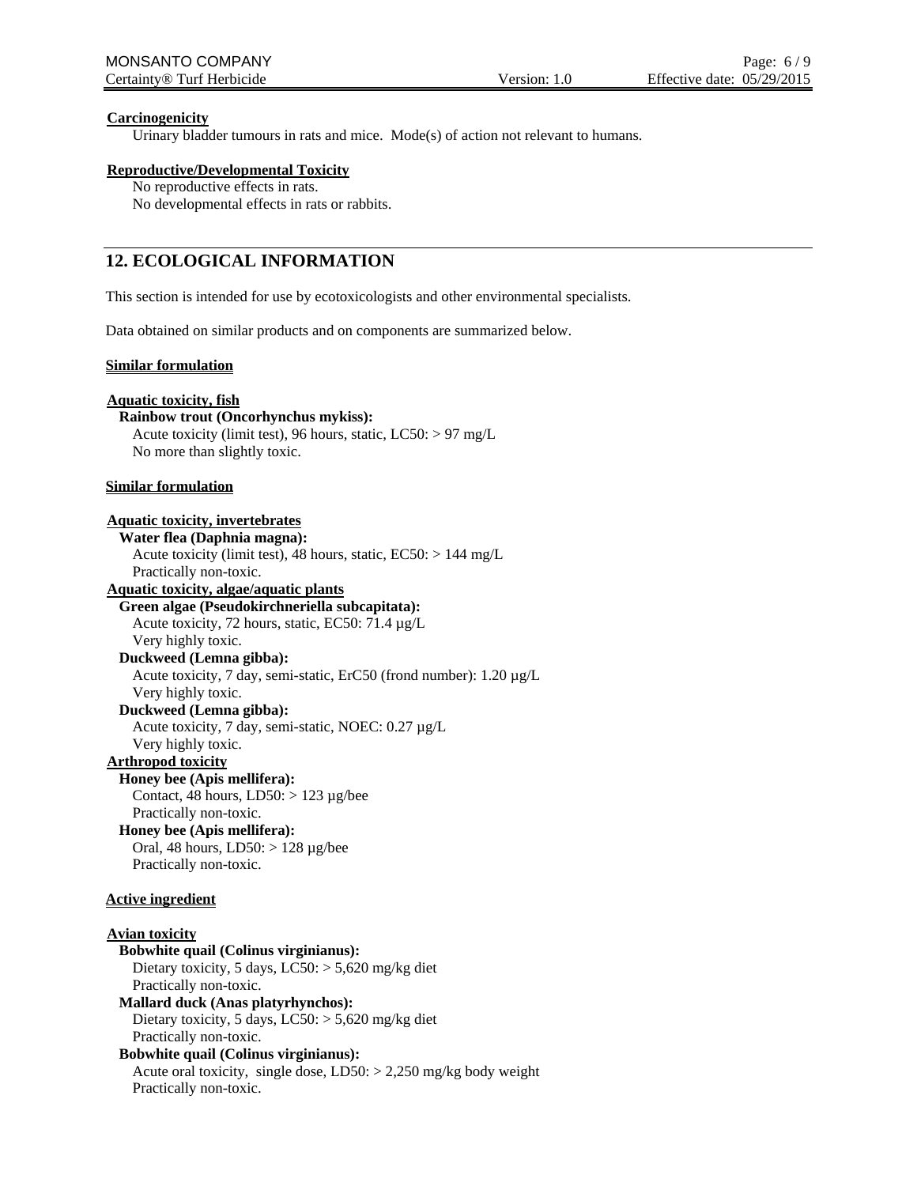**Carcinogenicity**

Urinary bladder tumours in rats and mice. Mode(s) of action not relevant to humans.

**Reproductive/Developmental Toxicity**

No reproductive effects in rats.
No developmental effects in rats or rabbits.

## 12. ECOLOGICAL INFORMATION

This section is intended for use by ecotoxicologists and other environmental specialists.

Data obtained on similar products and on components are summarized below.

**Similar formulation**

**Aquatic toxicity, fish**

**Rainbow trout (Oncorhynchus mykiss):**
Acute toxicity (limit test), 96 hours, static, LC50: > 97 mg/L
No more than slightly toxic.

**Similar formulation**

**Aquatic toxicity, invertebrates**

**Water flea (Daphnia magna):**
Acute toxicity (limit test), 48 hours, static, EC50: > 144 mg/L
Practically non-toxic.

**Aquatic toxicity, algae/aquatic plants**

**Green algae (Pseudokirchneriella subcapitata):**
Acute toxicity, 72 hours, static, EC50: 71.4 µg/L
Very highly toxic.

**Duckweed (Lemna gibba):**
Acute toxicity, 7 day, semi-static, ErC50 (frond number): 1.20 µg/L
Very highly toxic.

**Duckweed (Lemna gibba):**
Acute toxicity, 7 day, semi-static, NOEC: 0.27 µg/L
Very highly toxic.

**Arthropod toxicity**

**Honey bee (Apis mellifera):**
Contact, 48 hours, LD50: > 123 µg/bee
Practically non-toxic.

**Honey bee (Apis mellifera):**
Oral, 48 hours, LD50: > 128 µg/bee
Practically non-toxic.

**Active ingredient**

**Avian toxicity**

**Bobwhite quail (Colinus virginianus):**
Dietary toxicity, 5 days, LC50: > 5,620 mg/kg diet
Practically non-toxic.

**Mallard duck (Anas platyrhynchos):**
Dietary toxicity, 5 days, LC50: > 5,620 mg/kg diet
Practically non-toxic.

**Bobwhite quail (Colinus virginianus):**
Acute oral toxicity, single dose, LD50: > 2,250 mg/kg body weight
Practically non-toxic.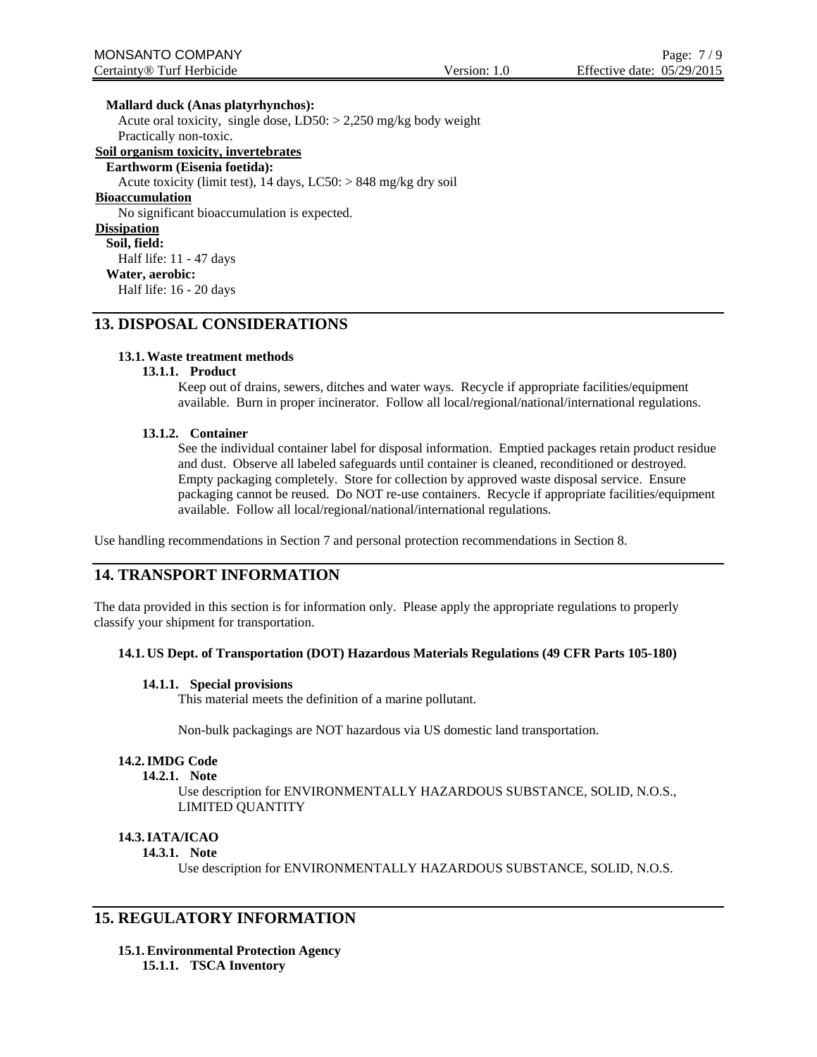**Mallard duck (Anas platyrhynchos):**

Acute oral toxicity, single dose, LD50: > 2,250 mg/kg body weight
Practically non-toxic.

**Soil organism toxicity, invertebrates**

**Earthworm (Eisenia foetida):**

Acute toxicity (limit test), 14 days, LC50: > 848 mg/kg dry soil

**Bioaccumulation**

No significant bioaccumulation is expected.

**Dissipation**

**Soil, field:**

Half life: 11 - 47 days

**Water, aerobic:**

Half life: 16 - 20 days

## 13. DISPOSAL CONSIDERATIONS

### 13.1. Waste treatment methods

#### 13.1.1. Product

Keep out of drains, sewers, ditches and water ways. Recycle if appropriate facilities/equipment available. Burn in proper incinerator. Follow all local/regional/national/international regulations.

#### 13.1.2. Container

See the individual container label for disposal information. Emptied packages retain product residue and dust. Observe all labeled safeguards until container is cleaned, reconditioned or destroyed. Empty packaging completely. Store for collection by approved waste disposal service. Ensure packaging cannot be reused. Do NOT re-use containers. Recycle if appropriate facilities/equipment available. Follow all local/regional/national/international regulations.

Use handling recommendations in Section 7 and personal protection recommendations in Section 8.

## 14. TRANSPORT INFORMATION

The data provided in this section is for information only. Please apply the appropriate regulations to properly classify your shipment for transportation.

### 14.1. US Dept. of Transportation (DOT) Hazardous Materials Regulations (49 CFR Parts 105-180)

#### 14.1.1. Special provisions

This material meets the definition of a marine pollutant.

Non-bulk packagings are NOT hazardous via US domestic land transportation.

### 14.2. IMDG Code

#### 14.2.1. Note

Use description for ENVIRONMENTALLY HAZARDOUS SUBSTANCE, SOLID, N.O.S., LIMITED QUANTITY

### 14.3. IATA/ICAO

#### 14.3.1. Note

Use description for ENVIRONMENTALLY HAZARDOUS SUBSTANCE, SOLID, N.O.S.

## 15. REGULATORY INFORMATION

### 15.1. Environmental Protection Agency

#### 15.1.1. TSCA Inventory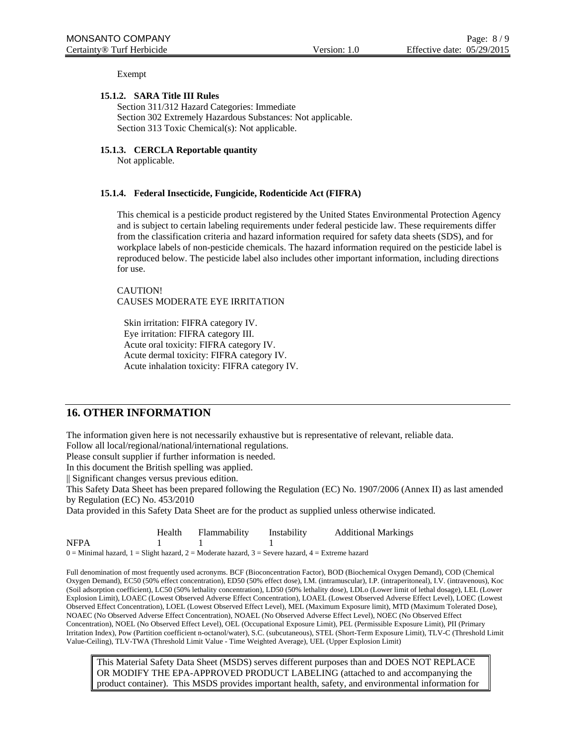Exempt

#### 15.1.2. SARA Title III Rules

Section 311/312 Hazard Categories: Immediate
Section 302 Extremely Hazardous Substances: Not applicable.
Section 313 Toxic Chemical(s): Not applicable.

#### 15.1.3. CERCLA Reportable quantity

Not applicable.

#### 15.1.4. Federal Insecticide, Fungicide, Rodenticide Act (FIFRA)

This chemical is a pesticide product registered by the United States Environmental Protection Agency and is subject to certain labeling requirements under federal pesticide law. These requirements differ from the classification criteria and hazard information required for safety data sheets (SDS), and for workplace labels of non-pesticide chemicals. The hazard information required on the pesticide label is reproduced below. The pesticide label also includes other important information, including directions for use.

CAUTION!
CAUSES MODERATE EYE IRRITATION

Skin irritation: FIFRA category IV.
Eye irritation: FIFRA category III.
Acute oral toxicity: FIFRA category IV.
Acute dermal toxicity: FIFRA category IV.
Acute inhalation toxicity: FIFRA category IV.

## 16. OTHER INFORMATION

The information given here is not necessarily exhaustive but is representative of relevant, reliable data.
Follow all local/regional/national/international regulations.
Please consult supplier if further information is needed.
In this document the British spelling was applied.
|| Significant changes versus previous edition.
This Safety Data Sheet has been prepared following the Regulation (EC) No. 1907/2006 (Annex II) as last amended by Regulation (EC) No. 453/2010
Data provided in this Safety Data Sheet are for the product as supplied unless otherwise indicated.

| | Health | Flammability | Instability | Additional Markings |
|---|---|---|---|---|
| NFPA | 1 | 1 | 1 | |

0 = Minimal hazard, 1 = Slight hazard, 2 = Moderate hazard, 3 = Severe hazard, 4 = Extreme hazard

Full denomination of most frequently used acronyms. BCF (Bioconcentration Factor), BOD (Biochemical Oxygen Demand), COD (Chemical Oxygen Demand), EC50 (50% effect concentration), ED50 (50% effect dose), I.M. (intramuscular), I.P. (intraperitoneal), I.V. (intravenous), Koc (Soil adsorption coefficient), LC50 (50% lethality concentration), LD50 (50% lethality dose), LDLo (Lower limit of lethal dosage), LEL (Lower Explosion Limit), LOAEC (Lowest Observed Adverse Effect Concentration), LOAEL (Lowest Observed Adverse Effect Level), LOEC (Lowest Observed Effect Concentration), LOEL (Lowest Observed Effect Level), MEL (Maximum Exposure limit), MTD (Maximum Tolerated Dose), NOAEC (No Observed Adverse Effect Concentration), NOAEL (No Observed Adverse Effect Level), NOEC (No Observed Effect Concentration), NOEL (No Observed Effect Level), OEL (Occupational Exposure Limit), PEL (Permissible Exposure Limit), PII (Primary Irritation Index), Pow (Partition coefficient n-octanol/water), S.C. (subcutaneous), STEL (Short-Term Exposure Limit), TLV-C (Threshold Limit Value-Ceiling), TLV-TWA (Threshold Limit Value - Time Weighted Average), UEL (Upper Explosion Limit)

This Material Safety Data Sheet (MSDS) serves different purposes than and DOES NOT REPLACE OR MODIFY THE EPA-APPROVED PRODUCT LABELING (attached to and accompanying the product container). This MSDS provides important health, safety, and environmental information for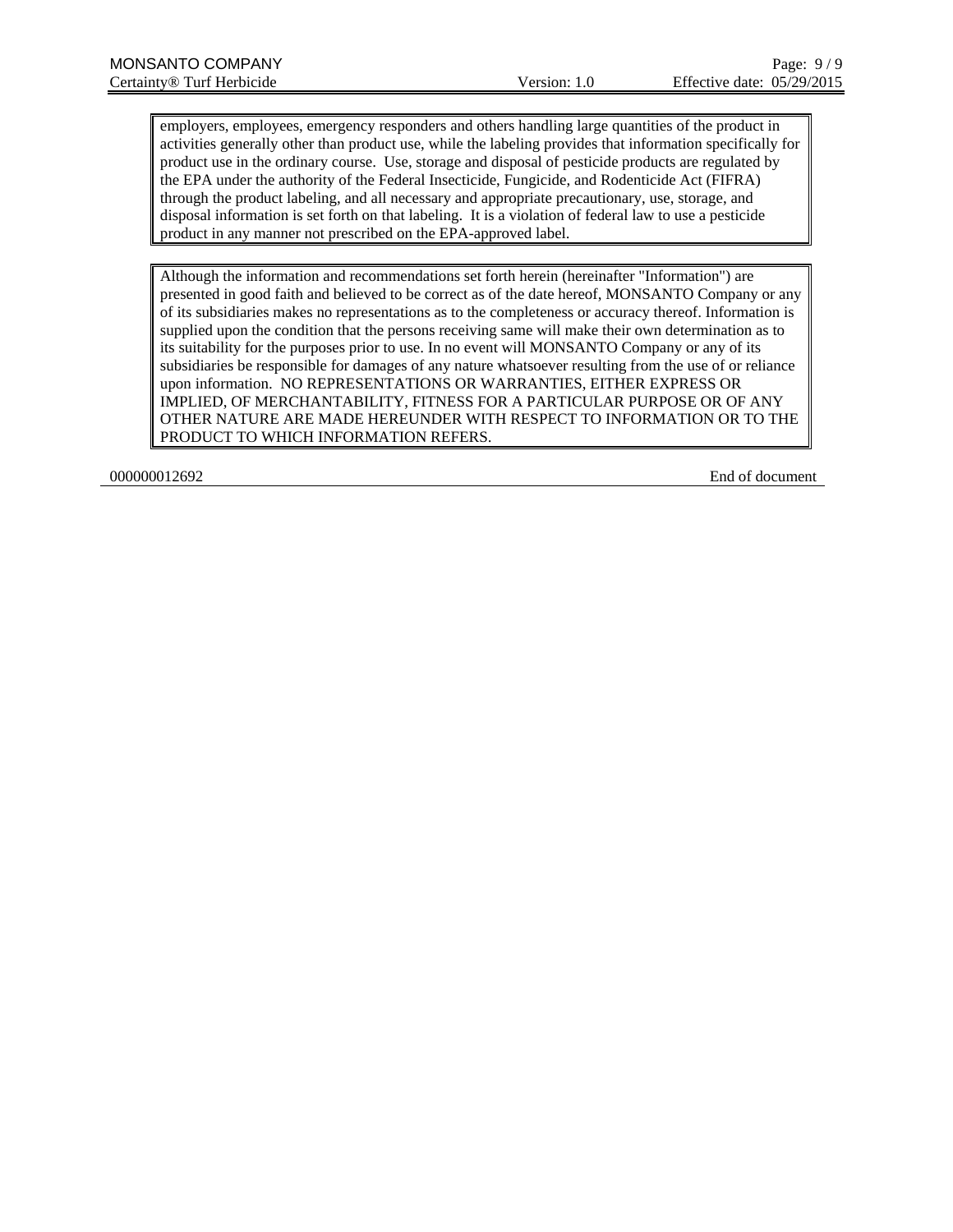employers, employees, emergency responders and others handling large quantities of the product in activities generally other than product use, while the labeling provides that information specifically for product use in the ordinary course. Use, storage and disposal of pesticide products are regulated by the EPA under the authority of the Federal Insecticide, Fungicide, and Rodenticide Act (FIFRA) through the product labeling, and all necessary and appropriate precautionary, use, storage, and disposal information is set forth on that labeling. It is a violation of federal law to use a pesticide product in any manner not prescribed on the EPA-approved label.

Although the information and recommendations set forth herein (hereinafter "Information") are presented in good faith and believed to be correct as of the date hereof, MONSANTO Company or any of its subsidiaries makes no representations as to the completeness or accuracy thereof. Information is supplied upon the condition that the persons receiving same will make their own determination as to its suitability for the purposes prior to use. In no event will MONSANTO Company or any of its subsidiaries be responsible for damages of any nature whatsoever resulting from the use of or reliance upon information. NO REPRESENTATIONS OR WARRANTIES, EITHER EXPRESS OR IMPLIED, OF MERCHANTABILITY, FITNESS FOR A PARTICULAR PURPOSE OR OF ANY OTHER NATURE ARE MADE HEREUNDER WITH RESPECT TO INFORMATION OR TO THE PRODUCT TO WHICH INFORMATION REFERS.

000000012692 End of document